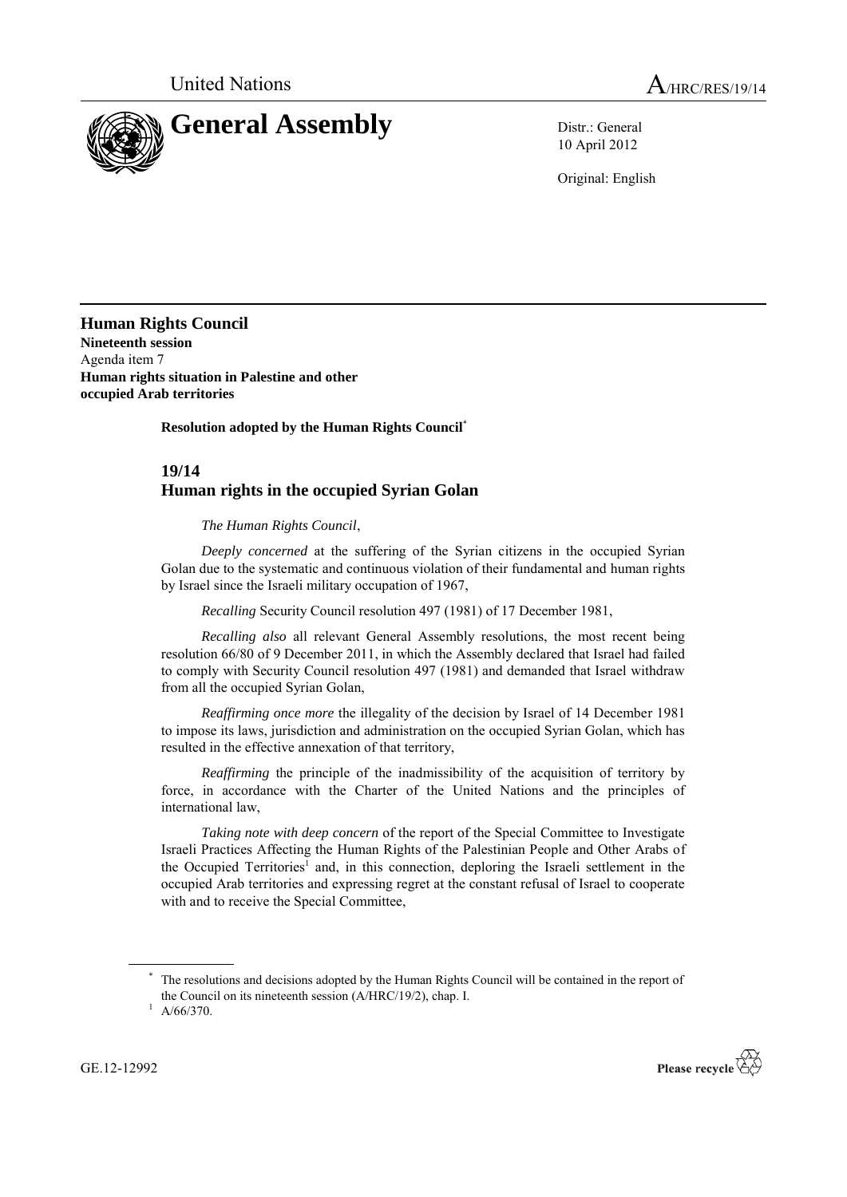United Nations

# General Assembly

A/HRC/RES/19/14

Distr.: General
10 April 2012

Original: English

**Human Rights Council**
**Nineteenth session**
Agenda item 7
**Human rights situation in Palestine and other occupied Arab territories**

**Resolution adopted by the Human Rights Council**[*]

## 19/14
## Human rights in the occupied Syrian Golan

*The Human Rights Council*,

*Deeply concerned* at the suffering of the Syrian citizens in the occupied Syrian Golan due to the systematic and continuous violation of their fundamental and human rights by Israel since the Israeli military occupation of 1967,

*Recalling* Security Council resolution 497 (1981) of 17 December 1981,

*Recalling also* all relevant General Assembly resolutions, the most recent being resolution 66/80 of 9 December 2011, in which the Assembly declared that Israel had failed to comply with Security Council resolution 497 (1981) and demanded that Israel withdraw from all the occupied Syrian Golan,

*Reaffirming once more* the illegality of the decision by Israel of 14 December 1981 to impose its laws, jurisdiction and administration on the occupied Syrian Golan, which has resulted in the effective annexation of that territory,

*Reaffirming* the principle of the inadmissibility of the acquisition of territory by force, in accordance with the Charter of the United Nations and the principles of international law,

*Taking note with deep concern* of the report of the Special Committee to Investigate Israeli Practices Affecting the Human Rights of the Palestinian People and Other Arabs of the Occupied Territories[1] and, in this connection, deploring the Israeli settlement in the occupied Arab territories and expressing regret at the constant refusal of Israel to cooperate with and to receive the Special Committee,

---

[*] The resolutions and decisions adopted by the Human Rights Council will be contained in the report of the Council on its nineteenth session (A/HRC/19/2), chap. I.

[1] A/66/370.

GE.12-12992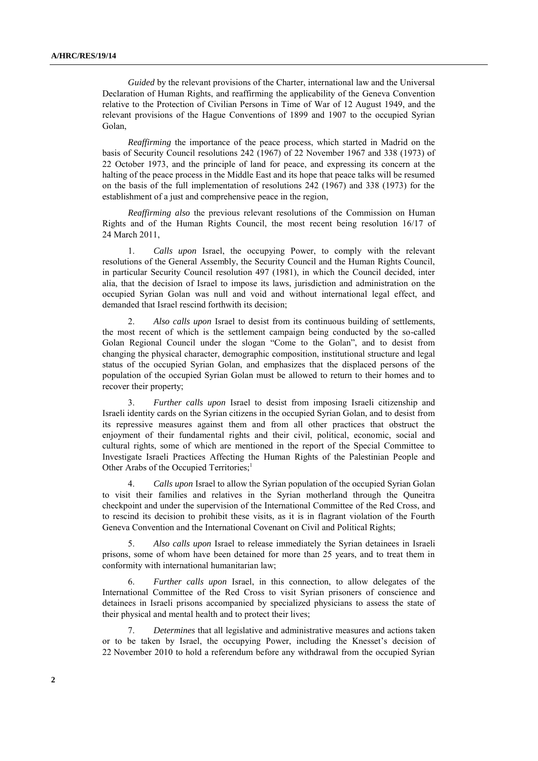*Guided* by the relevant provisions of the Charter, international law and the Universal Declaration of Human Rights, and reaffirming the applicability of the Geneva Convention relative to the Protection of Civilian Persons in Time of War of 12 August 1949, and the relevant provisions of the Hague Conventions of 1899 and 1907 to the occupied Syrian Golan,

*Reaffirming* the importance of the peace process, which started in Madrid on the basis of Security Council resolutions 242 (1967) of 22 November 1967 and 338 (1973) of 22 October 1973, and the principle of land for peace, and expressing its concern at the halting of the peace process in the Middle East and its hope that peace talks will be resumed on the basis of the full implementation of resolutions 242 (1967) and 338 (1973) for the establishment of a just and comprehensive peace in the region,

*Reaffirming also* the previous relevant resolutions of the Commission on Human Rights and of the Human Rights Council, the most recent being resolution 16/17 of 24 March 2011,

1. *Calls upon* Israel, the occupying Power, to comply with the relevant resolutions of the General Assembly, the Security Council and the Human Rights Council, in particular Security Council resolution 497 (1981), in which the Council decided, inter alia, that the decision of Israel to impose its laws, jurisdiction and administration on the occupied Syrian Golan was null and void and without international legal effect, and demanded that Israel rescind forthwith its decision;

2. *Also calls upon* Israel to desist from its continuous building of settlements, the most recent of which is the settlement campaign being conducted by the so-called Golan Regional Council under the slogan "Come to the Golan", and to desist from changing the physical character, demographic composition, institutional structure and legal status of the occupied Syrian Golan, and emphasizes that the displaced persons of the population of the occupied Syrian Golan must be allowed to return to their homes and to recover their property;

3. *Further calls upon* Israel to desist from imposing Israeli citizenship and Israeli identity cards on the Syrian citizens in the occupied Syrian Golan, and to desist from its repressive measures against them and from all other practices that obstruct the enjoyment of their fundamental rights and their civil, political, economic, social and cultural rights, some of which are mentioned in the report of the Special Committee to Investigate Israeli Practices Affecting the Human Rights of the Palestinian People and Other Arabs of the Occupied Territories;[1]

4. *Calls upon* Israel to allow the Syrian population of the occupied Syrian Golan to visit their families and relatives in the Syrian motherland through the Quneitra checkpoint and under the supervision of the International Committee of the Red Cross, and to rescind its decision to prohibit these visits, as it is in flagrant violation of the Fourth Geneva Convention and the International Covenant on Civil and Political Rights;

5. *Also calls upon* Israel to release immediately the Syrian detainees in Israeli prisons, some of whom have been detained for more than 25 years, and to treat them in conformity with international humanitarian law;

6. *Further calls upon* Israel, in this connection, to allow delegates of the International Committee of the Red Cross to visit Syrian prisoners of conscience and detainees in Israeli prisons accompanied by specialized physicians to assess the state of their physical and mental health and to protect their lives;

7. *Determines* that all legislative and administrative measures and actions taken or to be taken by Israel, the occupying Power, including the Knesset's decision of 22 November 2010 to hold a referendum before any withdrawal from the occupied Syrian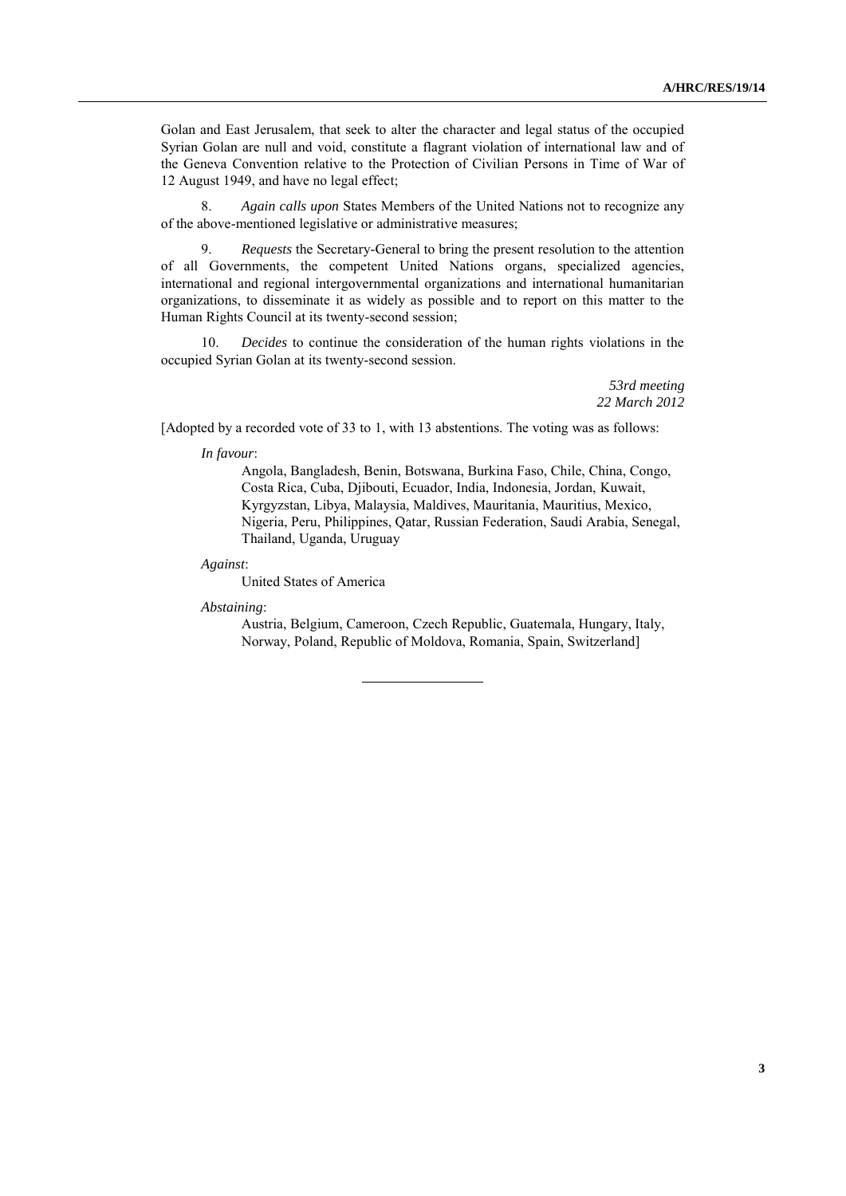Golan and East Jerusalem, that seek to alter the character and legal status of the occupied Syrian Golan are null and void, constitute a flagrant violation of international law and of the Geneva Convention relative to the Protection of Civilian Persons in Time of War of 12 August 1949, and have no legal effect;

8. *Again calls upon* States Members of the United Nations not to recognize any of the above-mentioned legislative or administrative measures;

9. *Requests* the Secretary-General to bring the present resolution to the attention of all Governments, the competent United Nations organs, specialized agencies, international and regional intergovernmental organizations and international humanitarian organizations, to disseminate it as widely as possible and to report on this matter to the Human Rights Council at its twenty-second session;

10. *Decides* to continue the consideration of the human rights violations in the occupied Syrian Golan at its twenty-second session.

*53rd meeting*
*22 March 2012*

[Adopted by a recorded vote of 33 to 1, with 13 abstentions. The voting was as follows:

*In favour*:

Angola, Bangladesh, Benin, Botswana, Burkina Faso, Chile, China, Congo, Costa Rica, Cuba, Djibouti, Ecuador, India, Indonesia, Jordan, Kuwait, Kyrgyzstan, Libya, Malaysia, Maldives, Mauritania, Mauritius, Mexico, Nigeria, Peru, Philippines, Qatar, Russian Federation, Saudi Arabia, Senegal, Thailand, Uganda, Uruguay

*Against*:

United States of America

*Abstaining*:

Austria, Belgium, Cameroon, Czech Republic, Guatemala, Hungary, Italy, Norway, Poland, Republic of Moldova, Romania, Spain, Switzerland]